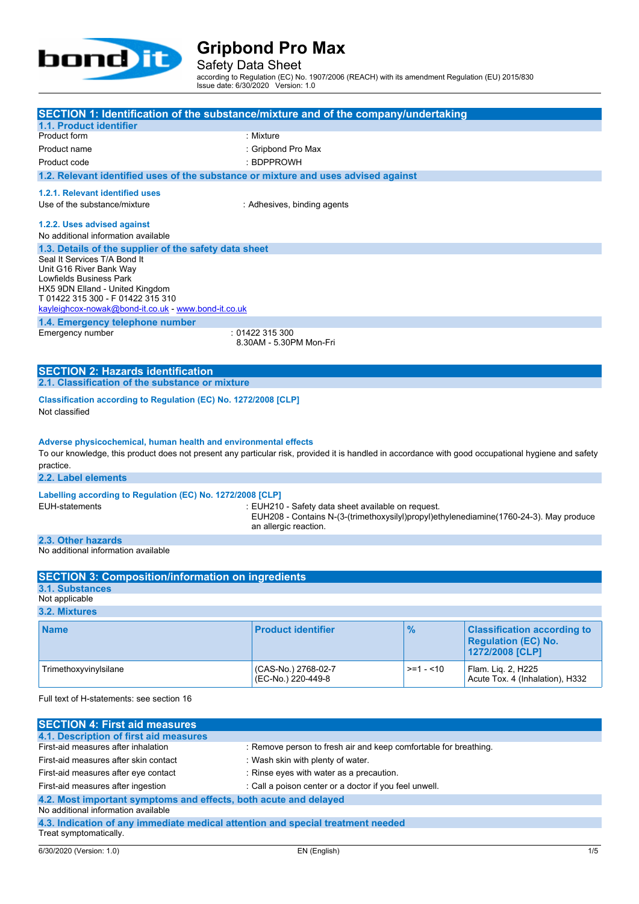# Gripbond Pro Max

Safety Data Sheet

according to Regulation (EC) No. 1907/2006 (REACH) with its amendment Regulation (EU) 2015/830
Issue date: 6/30/2020 Version: 1.0

## SECTION 1: Identification of the substance/mixture and of the company/undertaking

### 1.1. Product identifier

Product form : Mixture

Product name : Gripbond Pro Max

Product code : BDPPROWH

### 1.2. Relevant identified uses of the substance or mixture and uses advised against

#### 1.2.1. Relevant identified uses

Use of the substance/mixture : Adhesives, binding agents

#### 1.2.2. Uses advised against

No additional information available

### 1.3. Details of the supplier of the safety data sheet

Seal It Services T/A Bond It
Unit G16 River Bank Way
Lowfields Business Park
HX5 9DN Elland - United Kingdom
T 01422 315 300 - F 01422 315 310
kayleighcox-nowak@bond-it.co.uk - www.bond-it.co.uk

### 1.4. Emergency telephone number

Emergency number : 01422 315 300
8.30AM - 5.30PM Mon-Fri

## SECTION 2: Hazards identification

### 2.1. Classification of the substance or mixture

**Classification according to Regulation (EC) No. 1272/2008 [CLP]**

Not classified

**Adverse physicochemical, human health and environmental effects**

To our knowledge, this product does not present any particular risk, provided it is handled in accordance with good occupational hygiene and safety practice.

### 2.2. Label elements

**Labelling according to Regulation (EC) No. 1272/2008 [CLP]**

EUH-statements : EUH210 - Safety data sheet available on request.
EUH208 - Contains N-(3-(trimethoxysilyl)propyl)ethylenediamine(1760-24-3). May produce an allergic reaction.

### 2.3. Other hazards

No additional information available

## SECTION 3: Composition/information on ingredients

### 3.1. Substances

Not applicable

### 3.2. Mixtures

| Name | Product identifier | % | Classification according to Regulation (EC) No. 1272/2008 [CLP] |
|---|---|---|---|
| Trimethoxyvinylsilane | (CAS-No.) 2768-02-7<br>(EC-No.) 220-449-8 | >=1 - <10 | Flam. Liq. 2, H225<br>Acute Tox. 4 (Inhalation), H332 |

Full text of H-statements: see section 16

## SECTION 4: First aid measures

### 4.1. Description of first aid measures

First-aid measures after inhalation : Remove person to fresh air and keep comfortable for breathing.

First-aid measures after skin contact : Wash skin with plenty of water.

First-aid measures after eye contact : Rinse eyes with water as a precaution.

First-aid measures after ingestion : Call a poison center or a doctor if you feel unwell.

### 4.2. Most important symptoms and effects, both acute and delayed

No additional information available

### 4.3. Indication of any immediate medical attention and special treatment needed

Treat symptomatically.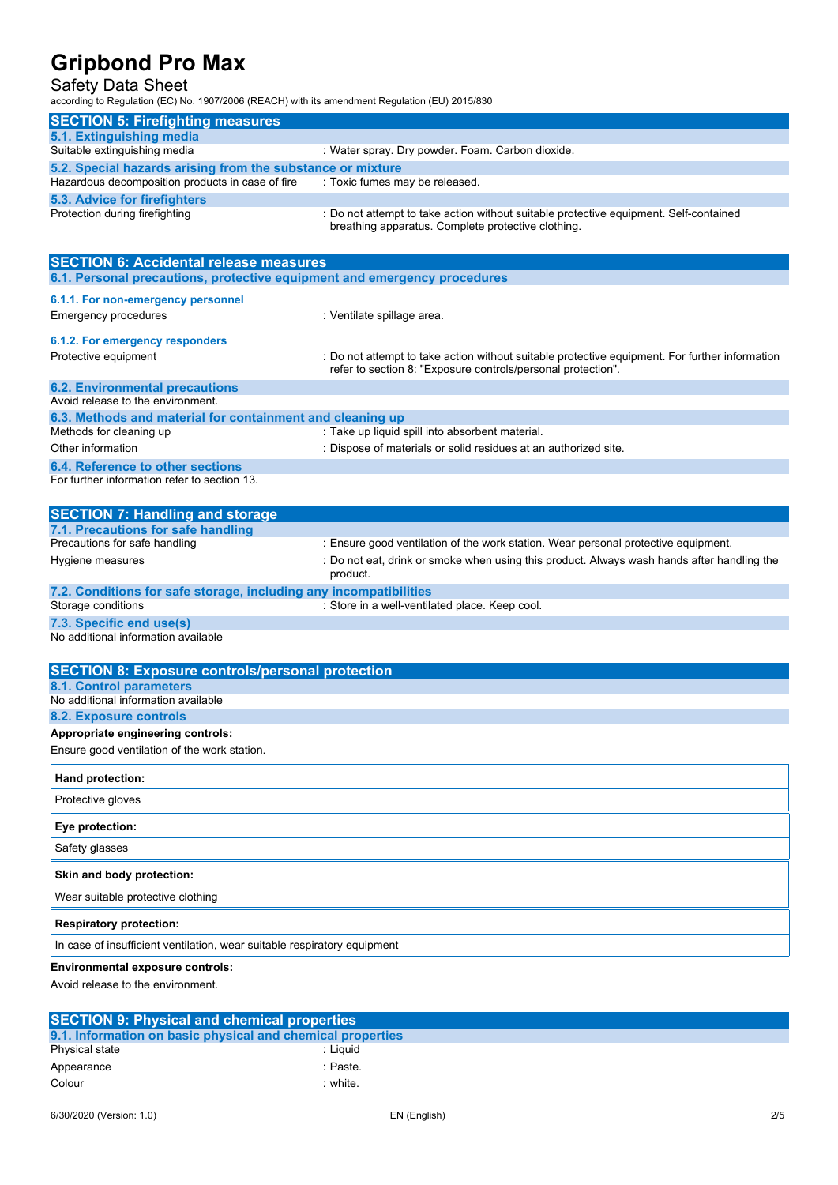## SECTION 5: Firefighting measures

### 5.1. Extinguishing media

Suitable extinguishing media : Water spray. Dry powder. Foam. Carbon dioxide.

### 5.2. Special hazards arising from the substance or mixture

Hazardous decomposition products in case of fire : Toxic fumes may be released.

### 5.3. Advice for firefighters

Protection during firefighting : Do not attempt to take action without suitable protective equipment. Self-contained breathing apparatus. Complete protective clothing.

## SECTION 6: Accidental release measures

### 6.1. Personal precautions, protective equipment and emergency procedures

#### 6.1.1. For non-emergency personnel

Emergency procedures : Ventilate spillage area.

#### 6.1.2. For emergency responders

Protective equipment : Do not attempt to take action without suitable protective equipment. For further information refer to section 8: "Exposure controls/personal protection".

### 6.2. Environmental precautions

Avoid release to the environment.

### 6.3. Methods and material for containment and cleaning up

Methods for cleaning up : Take up liquid spill into absorbent material.

Other information : Dispose of materials or solid residues at an authorized site.

### 6.4. Reference to other sections

For further information refer to section 13.

## SECTION 7: Handling and storage

### 7.1. Precautions for safe handling

Precautions for safe handling : Ensure good ventilation of the work station. Wear personal protective equipment.

Hygiene measures : Do not eat, drink or smoke when using this product. Always wash hands after handling the product.

### 7.2. Conditions for safe storage, including any incompatibilities

Storage conditions : Store in a well-ventilated place. Keep cool.

### 7.3. Specific end use(s)

No additional information available

## SECTION 8: Exposure controls/personal protection

### 8.1. Control parameters

No additional information available

### 8.2. Exposure controls

**Appropriate engineering controls:**

Ensure good ventilation of the work station.

**Hand protection:**

Protective gloves

**Eye protection:**

Safety glasses

**Skin and body protection:**

Wear suitable protective clothing

**Respiratory protection:**

In case of insufficient ventilation, wear suitable respiratory equipment

**Environmental exposure controls:**

Avoid release to the environment.

## SECTION 9: Physical and chemical properties

### 9.1. Information on basic physical and chemical properties

Physical state : Liquid

Appearance : Paste.

Colour : white.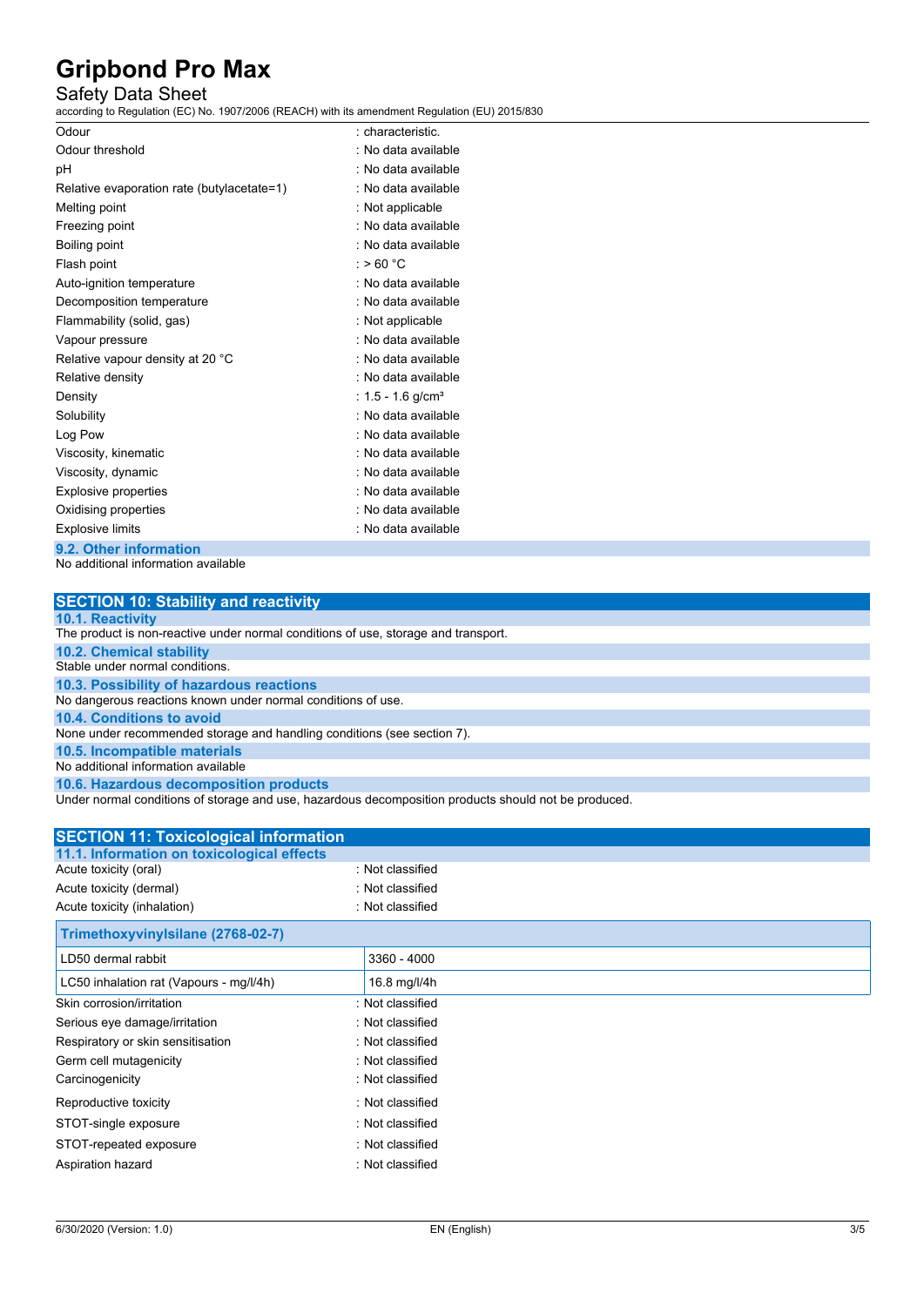| | |
|---|---|
| Odour | : characteristic. |
| Odour threshold | : No data available |
| pH | : No data available |
| Relative evaporation rate (butylacetate=1) | : No data available |
| Melting point | : Not applicable |
| Freezing point | : No data available |
| Boiling point | : No data available |
| Flash point | : > 60 °C |
| Auto-ignition temperature | : No data available |
| Decomposition temperature | : No data available |
| Flammability (solid, gas) | : Not applicable |
| Vapour pressure | : No data available |
| Relative vapour density at 20 °C | : No data available |
| Relative density | : No data available |
| Density | : 1.5 - 1.6 g/cm³ |
| Solubility | : No data available |
| Log Pow | : No data available |
| Viscosity, kinematic | : No data available |
| Viscosity, dynamic | : No data available |
| Explosive properties | : No data available |
| Oxidising properties | : No data available |
| Explosive limits | : No data available |

### 9.2. Other information

No additional information available

## SECTION 10: Stability and reactivity

### 10.1. Reactivity

The product is non-reactive under normal conditions of use, storage and transport.

### 10.2. Chemical stability

Stable under normal conditions.

### 10.3. Possibility of hazardous reactions

No dangerous reactions known under normal conditions of use.

### 10.4. Conditions to avoid

None under recommended storage and handling conditions (see section 7).

### 10.5. Incompatible materials

No additional information available

### 10.6. Hazardous decomposition products

Under normal conditions of storage and use, hazardous decomposition products should not be produced.

## SECTION 11: Toxicological information

### 11.1. Information on toxicological effects

| | |
|---|---|
| Acute toxicity (oral) | : Not classified |
| Acute toxicity (dermal) | : Not classified |
| Acute toxicity (inhalation) | : Not classified |

| Trimethoxyvinylsilane (2768-02-7) | |
|---|---|
| LD50 dermal rabbit | 3360 - 4000 |
| LC50 inhalation rat (Vapours - mg/l/4h) | 16.8 mg/l/4h |

| | |
|---|---|
| Skin corrosion/irritation | : Not classified |
| Serious eye damage/irritation | : Not classified |
| Respiratory or skin sensitisation | : Not classified |
| Germ cell mutagenicity | : Not classified |
| Carcinogenicity | : Not classified |
| Reproductive toxicity | : Not classified |
| STOT-single exposure | : Not classified |
| STOT-repeated exposure | : Not classified |
| Aspiration hazard | : Not classified |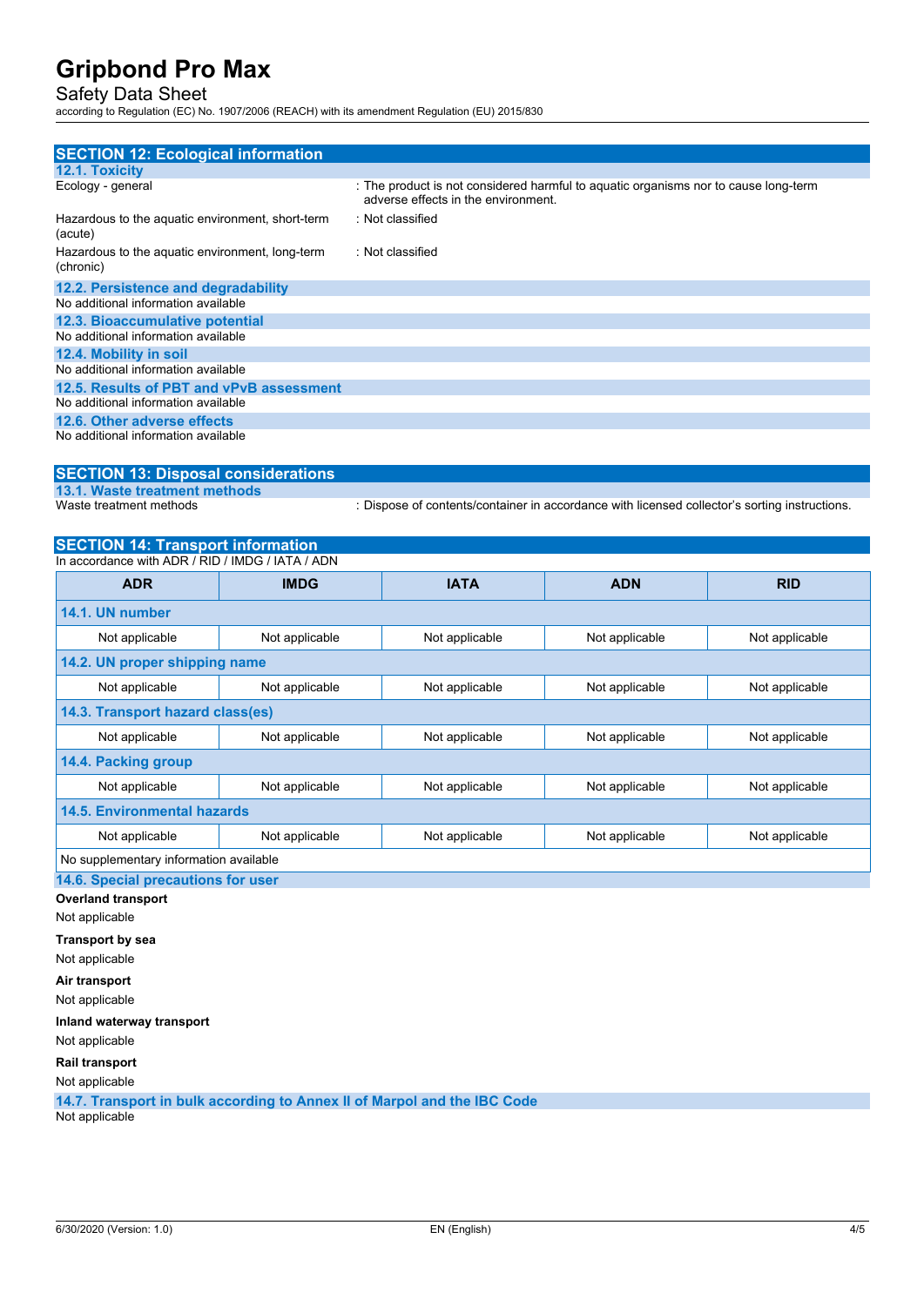## SECTION 12: Ecological information

### 12.1. Toxicity

| | |
|---|---|
| Ecology - general | : The product is not considered harmful to aquatic organisms nor to cause long-term adverse effects in the environment. |
| Hazardous to the aquatic environment, short-term (acute) | : Not classified |
| Hazardous to the aquatic environment, long-term (chronic) | : Not classified |

### 12.2. Persistence and degradability

No additional information available

### 12.3. Bioaccumulative potential

No additional information available

### 12.4. Mobility in soil

No additional information available

### 12.5. Results of PBT and vPvB assessment

No additional information available

### 12.6. Other adverse effects

No additional information available

## SECTION 13: Disposal considerations

### 13.1. Waste treatment methods

| | |
|---|---|
| Waste treatment methods | : Dispose of contents/container in accordance with licensed collector's sorting instructions. |

## SECTION 14: Transport information

In accordance with ADR / RID / IMDG / IATA / ADN

| ADR | IMDG | IATA | ADN | RID |
|---|---|---|---|---|
| **14.1. UN number** | | | | |
| Not applicable | Not applicable | Not applicable | Not applicable | Not applicable |
| **14.2. UN proper shipping name** | | | | |
| Not applicable | Not applicable | Not applicable | Not applicable | Not applicable |
| **14.3. Transport hazard class(es)** | | | | |
| Not applicable | Not applicable | Not applicable | Not applicable | Not applicable |
| **14.4. Packing group** | | | | |
| Not applicable | Not applicable | Not applicable | Not applicable | Not applicable |
| **14.5. Environmental hazards** | | | | |
| Not applicable | Not applicable | Not applicable | Not applicable | Not applicable |
| No supplementary information available | | | | |

### 14.6. Special precautions for user

**Overland transport**

Not applicable

**Transport by sea**

Not applicable

**Air transport**

Not applicable

**Inland waterway transport**

Not applicable

**Rail transport**

Not applicable

### 14.7. Transport in bulk according to Annex II of Marpol and the IBC Code

Not applicable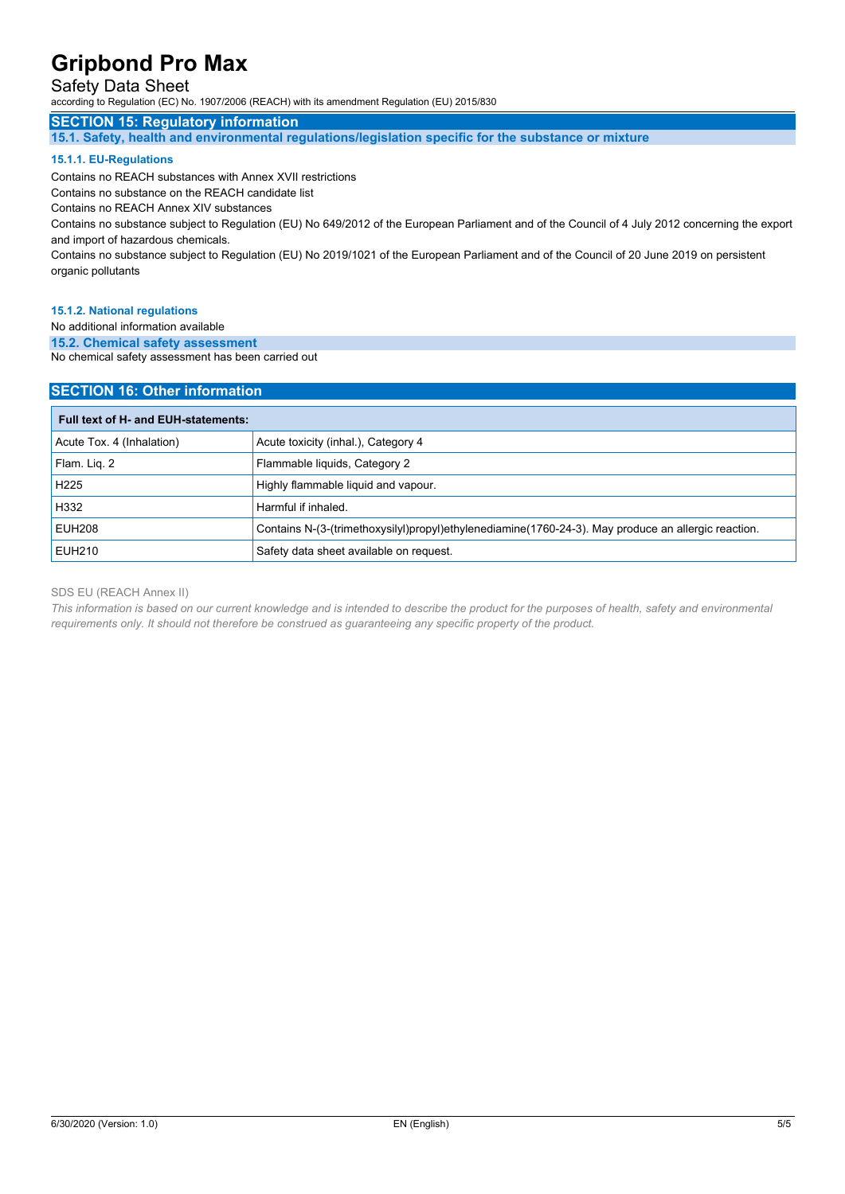## SECTION 15: Regulatory information

### 15.1. Safety, health and environmental regulations/legislation specific for the substance or mixture

#### 15.1.1. EU-Regulations

Contains no REACH substances with Annex XVII restrictions

Contains no substance on the REACH candidate list

Contains no REACH Annex XIV substances

Contains no substance subject to Regulation (EU) No 649/2012 of the European Parliament and of the Council of 4 July 2012 concerning the export and import of hazardous chemicals.

Contains no substance subject to Regulation (EU) No 2019/1021 of the European Parliament and of the Council of 20 June 2019 on persistent organic pollutants

#### 15.1.2. National regulations

No additional information available

### 15.2. Chemical safety assessment

No chemical safety assessment has been carried out

## SECTION 16: Other information

| Full text of H- and EUH-statements: | |
|---|---|
| Acute Tox. 4 (Inhalation) | Acute toxicity (inhal.), Category 4 |
| Flam. Liq. 2 | Flammable liquids, Category 2 |
| H225 | Highly flammable liquid and vapour. |
| H332 | Harmful if inhaled. |
| EUH208 | Contains N-(3-(trimethoxysilyl)propyl)ethylenediamine(1760-24-3). May produce an allergic reaction. |
| EUH210 | Safety data sheet available on request. |

SDS EU (REACH Annex II)

*This information is based on our current knowledge and is intended to describe the product for the purposes of health, safety and environmental requirements only. It should not therefore be construed as guaranteeing any specific property of the product.*